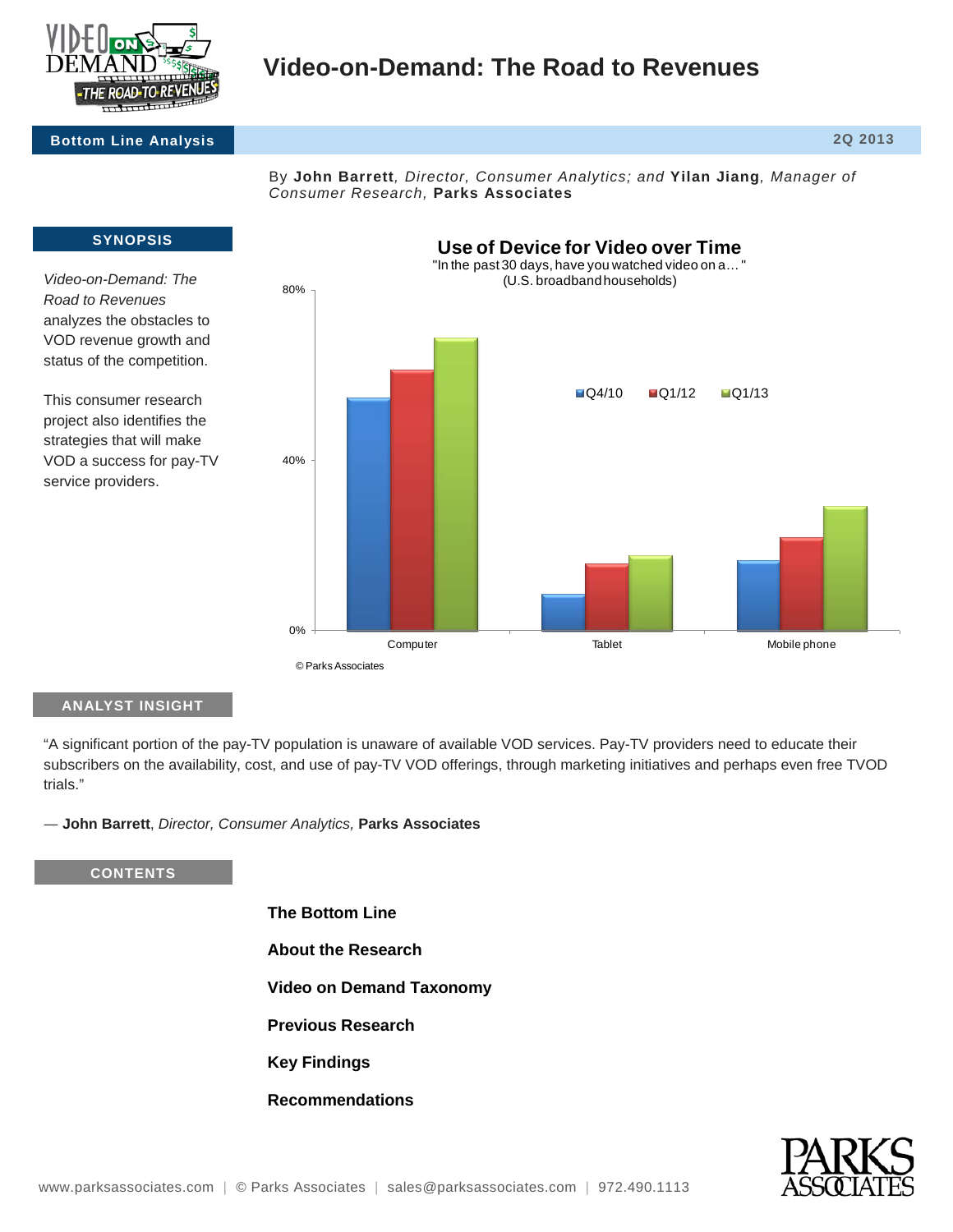# Video-on-Demand: The Road to Revenues

**Bottom Line Analysis** 2Q 2013

By **John Barrett**, *Director, Consumer Analytics; and* **Yilan Jiang**, *Manager of Consumer Research,* **Parks Associates**

## SYNOPSIS

*Video-on-Demand: The Road to Revenues* analyzes the obstacles to VOD revenue growth and status of the competition.

This consumer research project also identifies the strategies that will make VOD a success for pay-TV service providers.

**Use of Device for Video over Time**

"In the past 30 days, have you watched video on a…"

(U.S. broadband households)

© Parks Associates

## ANALYST INSIGHT

"A significant portion of the pay-TV population is unaware of available VOD services. Pay-TV providers need to educate their subscribers on the availability, cost, and use of pay-TV VOD offerings, through marketing initiatives and perhaps even free TVOD trials."

— **John Barrett**, *Director, Consumer Analytics,* **Parks Associates**

## CONTENTS

**The Bottom Line**

**About the Research**

**Video on Demand Taxonomy**

**Previous Research**

**Key Findings**

**Recommendations**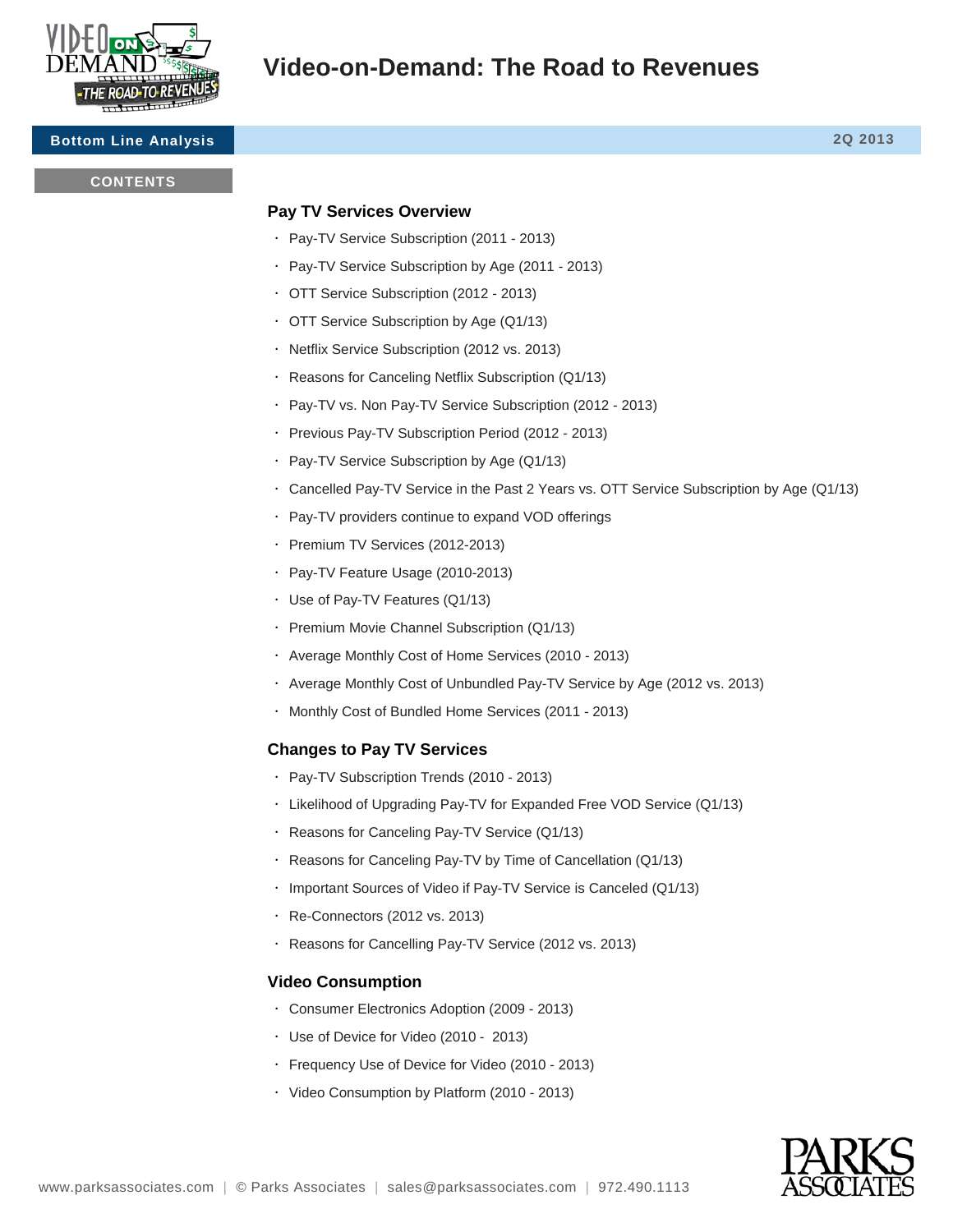# Video-on-Demand: The Road to Revenues

**Bottom Line Analysis** | **2Q 2013**

**CONTENTS**

## Pay TV Services Overview

- Pay-TV Service Subscription (2011 - 2013)
- Pay-TV Service Subscription by Age (2011 - 2013)
- OTT Service Subscription (2012 - 2013)
- OTT Service Subscription by Age (Q1/13)
- Netflix Service Subscription (2012 vs. 2013)
- Reasons for Canceling Netflix Subscription (Q1/13)
- Pay-TV vs. Non Pay-TV Service Subscription (2012 - 2013)
- Previous Pay-TV Subscription Period (2012 - 2013)
- Pay-TV Service Subscription by Age (Q1/13)
- Cancelled Pay-TV Service in the Past 2 Years vs. OTT Service Subscription by Age (Q1/13)
- Pay-TV providers continue to expand VOD offerings
- Premium TV Services (2012-2013)
- Pay-TV Feature Usage (2010-2013)
- Use of Pay-TV Features (Q1/13)
- Premium Movie Channel Subscription (Q1/13)
- Average Monthly Cost of Home Services (2010 - 2013)
- Average Monthly Cost of Unbundled Pay-TV Service by Age (2012 vs. 2013)
- Monthly Cost of Bundled Home Services (2011 - 2013)

## Changes to Pay TV Services

- Pay-TV Subscription Trends (2010 - 2013)
- Likelihood of Upgrading Pay-TV for Expanded Free VOD Service (Q1/13)
- Reasons for Canceling Pay-TV Service (Q1/13)
- Reasons for Canceling Pay-TV by Time of Cancellation (Q1/13)
- Important Sources of Video if Pay-TV Service is Canceled (Q1/13)
- Re-Connectors (2012 vs. 2013)
- Reasons for Cancelling Pay-TV Service (2012 vs. 2013)

## Video Consumption

- Consumer Electronics Adoption (2009 - 2013)
- Use of Device for Video (2010 - 2013)
- Frequency Use of Device for Video (2010 - 2013)
- Video Consumption by Platform (2010 - 2013)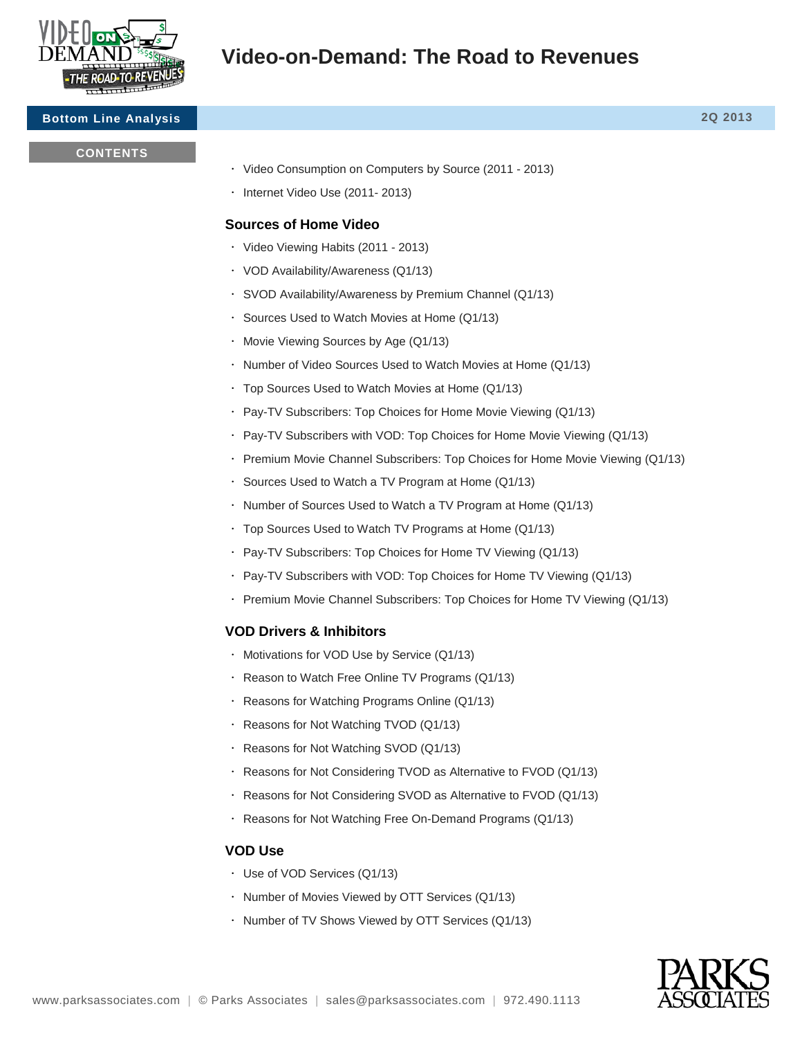- Video Consumption on Computers by Source (2011 - 2013)
- Internet Video Use (2011- 2013)

### Sources of Home Video

- Video Viewing Habits (2011 - 2013)
- VOD Availability/Awareness (Q1/13)
- SVOD Availability/Awareness by Premium Channel (Q1/13)
- Sources Used to Watch Movies at Home (Q1/13)
- Movie Viewing Sources by Age (Q1/13)
- Number of Video Sources Used to Watch Movies at Home (Q1/13)
- Top Sources Used to Watch Movies at Home (Q1/13)
- Pay-TV Subscribers: Top Choices for Home Movie Viewing (Q1/13)
- Pay-TV Subscribers with VOD: Top Choices for Home Movie Viewing (Q1/13)
- Premium Movie Channel Subscribers: Top Choices for Home Movie Viewing (Q1/13)
- Sources Used to Watch a TV Program at Home (Q1/13)
- Number of Sources Used to Watch a TV Program at Home (Q1/13)
- Top Sources Used to Watch TV Programs at Home (Q1/13)
- Pay-TV Subscribers: Top Choices for Home TV Viewing (Q1/13)
- Pay-TV Subscribers with VOD: Top Choices for Home TV Viewing (Q1/13)
- Premium Movie Channel Subscribers: Top Choices for Home TV Viewing (Q1/13)

### VOD Drivers & Inhibitors

- Motivations for VOD Use by Service (Q1/13)
- Reason to Watch Free Online TV Programs (Q1/13)
- Reasons for Watching Programs Online (Q1/13)
- Reasons for Not Watching TVOD (Q1/13)
- Reasons for Not Watching SVOD (Q1/13)
- Reasons for Not Considering TVOD as Alternative to FVOD (Q1/13)
- Reasons for Not Considering SVOD as Alternative to FVOD (Q1/13)
- Reasons for Not Watching Free On-Demand Programs (Q1/13)

### VOD Use

- Use of VOD Services (Q1/13)
- Number of Movies Viewed by OTT Services (Q1/13)
- Number of TV Shows Viewed by OTT Services (Q1/13)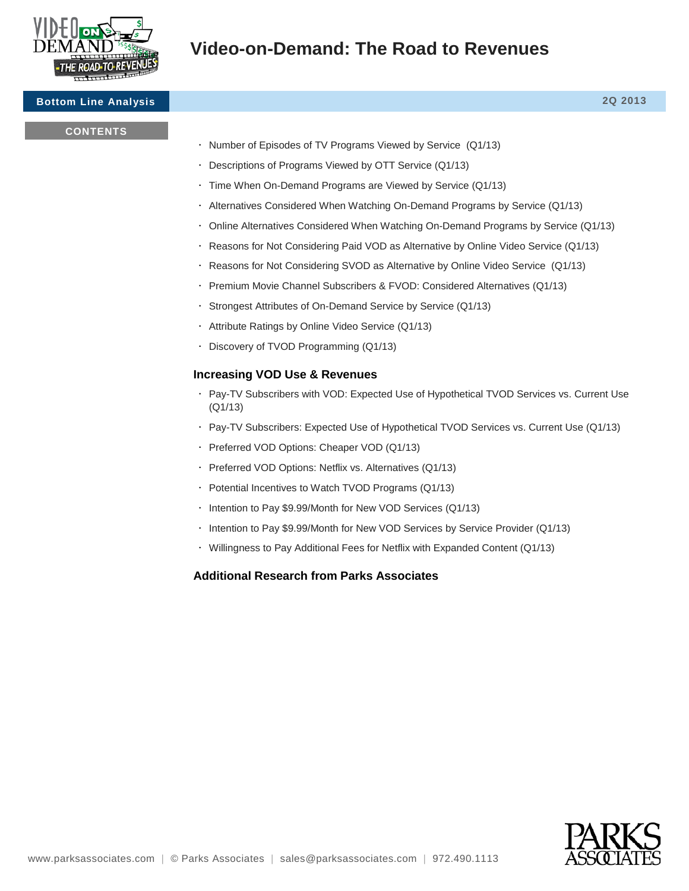# Video-on-Demand: The Road to Revenues

**Bottom Line Analysis** — 2Q 2013

**CONTENTS**

- Number of Episodes of TV Programs Viewed by Service (Q1/13)
- Descriptions of Programs Viewed by OTT Service (Q1/13)
- Time When On-Demand Programs are Viewed by Service (Q1/13)
- Alternatives Considered When Watching On-Demand Programs by Service (Q1/13)
- Online Alternatives Considered When Watching On-Demand Programs by Service (Q1/13)
- Reasons for Not Considering Paid VOD as Alternative by Online Video Service (Q1/13)
- Reasons for Not Considering SVOD as Alternative by Online Video Service (Q1/13)
- Premium Movie Channel Subscribers & FVOD: Considered Alternatives (Q1/13)
- Strongest Attributes of On-Demand Service by Service (Q1/13)
- Attribute Ratings by Online Video Service (Q1/13)
- Discovery of TVOD Programming (Q1/13)

### Increasing VOD Use & Revenues

- Pay-TV Subscribers with VOD: Expected Use of Hypothetical TVOD Services vs. Current Use (Q1/13)
- Pay-TV Subscribers: Expected Use of Hypothetical TVOD Services vs. Current Use (Q1/13)
- Preferred VOD Options: Cheaper VOD (Q1/13)
- Preferred VOD Options: Netflix vs. Alternatives (Q1/13)
- Potential Incentives to Watch TVOD Programs (Q1/13)
- Intention to Pay $9.99/Month for New VOD Services (Q1/13)
- Intention to Pay $9.99/Month for New VOD Services by Service Provider (Q1/13)
- Willingness to Pay Additional Fees for Netflix with Expanded Content (Q1/13)

### Additional Research from Parks Associates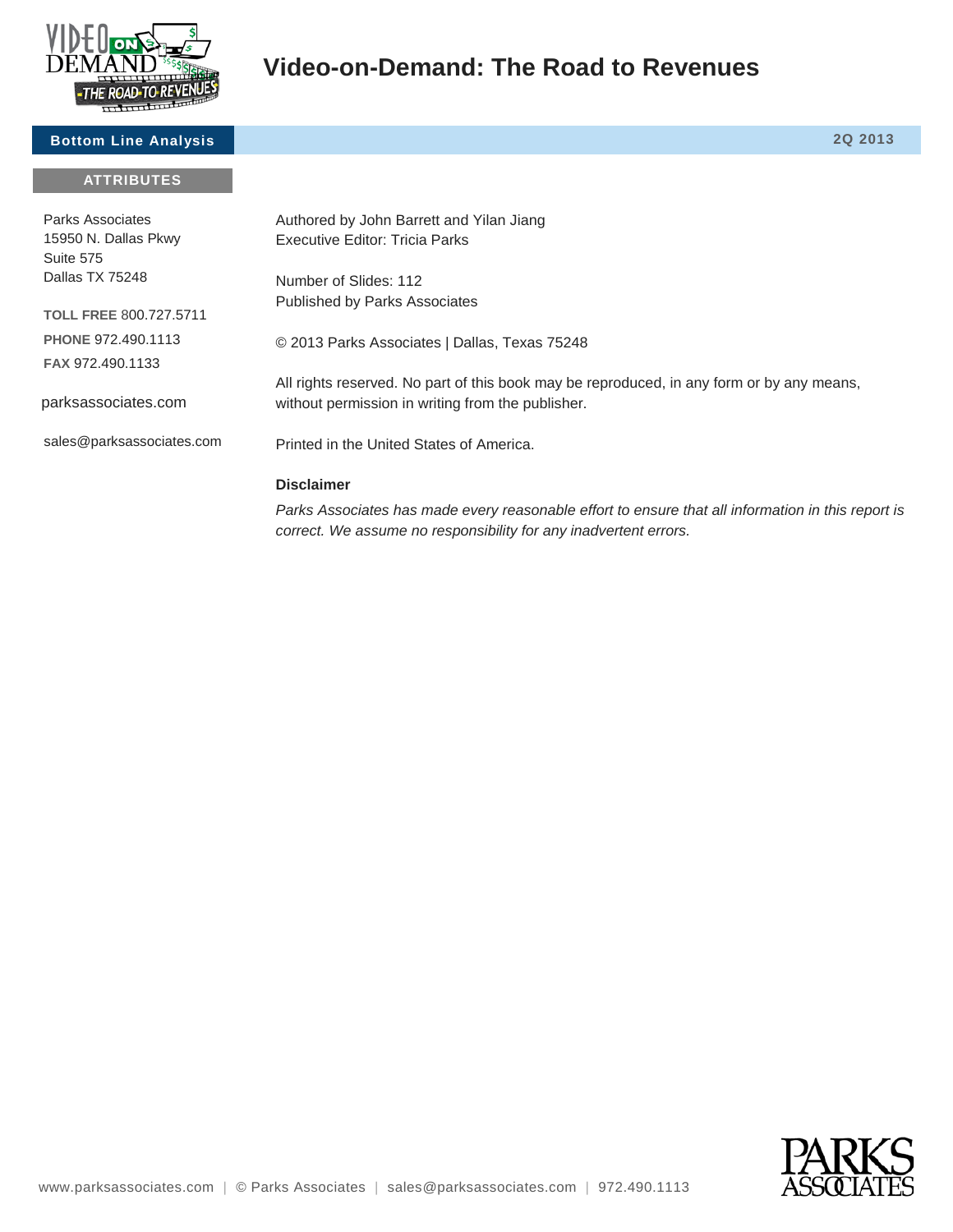# Video-on-Demand: The Road to Revenues

**Bottom Line Analysis** 2Q 2013

**ATTRIBUTES**

Parks Associates
15950 N. Dallas Pkwy
Suite 575
Dallas TX 75248

**TOLL FREE** 800.727.5711

**PHONE** 972.490.1113

**FAX** 972.490.1133

parksassociates.com

sales@parksassociates.com

Authored by John Barrett and Yilan Jiang
Executive Editor: Tricia Parks

Number of Slides: 112
Published by Parks Associates

© 2013 Parks Associates | Dallas, Texas 75248

All rights reserved. No part of this book may be reproduced, in any form or by any means, without permission in writing from the publisher.

Printed in the United States of America.

**Disclaimer**

*Parks Associates has made every reasonable effort to ensure that all information in this report is correct. We assume no responsibility for any inadvertent errors.*